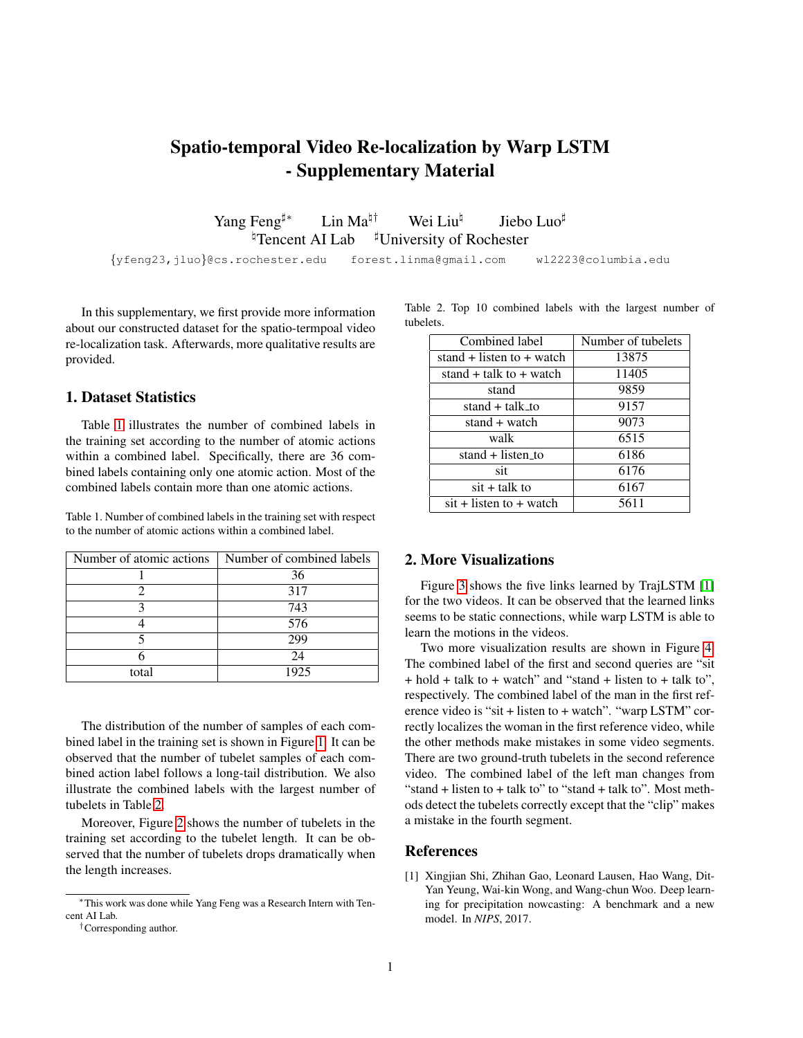# Spatio-temporal Video Re-localization by Warp LSTM - Supplementary Material

Yang Feng[♯∗] Lin Ma[♮†] Wei Liu[♮] Jiebo Luo[♯]
[♮]Tencent AI Lab [♯]University of Rochester

{yfeng23,jluo}@cs.rochester.edu forest.linma@gmail.com wl2223@columbia.edu

In this supplementary, we first provide more information about our constructed dataset for the spatio-termpoal video re-localization task. Afterwards, more qualitative results are provided.

## 1. Dataset Statistics

Table 1 illustrates the number of combined labels in the training set according to the number of atomic actions within a combined label. Specifically, there are 36 combined labels containing only one atomic action. Most of the combined labels contain more than one atomic actions.

Table 1. Number of combined labels in the training set with respect to the number of atomic actions within a combined label.

| Number of atomic actions | Number of combined labels |
|---|---|
| 1 | 36 |
| 2 | 317 |
| 3 | 743 |
| 4 | 576 |
| 5 | 299 |
| 6 | 24 |
| total | 1925 |

The distribution of the number of samples of each combined label in the training set is shown in Figure 1. It can be observed that the number of tubelet samples of each combined action label follows a long-tail distribution. We also illustrate the combined labels with the largest number of tubelets in Table 2.

Moreover, Figure 2 shows the number of tubelets in the training set according to the tubelet length. It can be observed that the number of tubelets drops dramatically when the length increases.

Table 2. Top 10 combined labels with the largest number of tubelets.

| Combined label | Number of tubelets |
|---|---|
| stand + listen to + watch | 13875 |
| stand + talk to + watch | 11405 |
| stand | 9859 |
| stand + talk_to | 9157 |
| stand + watch | 9073 |
| walk | 6515 |
| stand + listen_to | 6186 |
| sit | 6176 |
| sit + talk to | 6167 |
| sit + listen to + watch | 5611 |

## 2. More Visualizations

Figure 3 shows the five links learned by TrajLSTM [1] for the two videos. It can be observed that the learned links seems to be static connections, while warp LSTM is able to learn the motions in the videos.

Two more visualization results are shown in Figure 4. The combined label of the first and second queries are "sit + hold + talk to + watch" and "stand + listen to + talk to", respectively. The combined label of the man in the first reference video is "sit + listen to + watch". "warp LSTM" correctly localizes the woman in the first reference video, while the other methods make mistakes in some video segments. There are two ground-truth tubelets in the second reference video. The combined label of the left man changes from "stand + listen to + talk to" to "stand + talk to". Most methods detect the tubelets correctly except that the "clip" makes a mistake in the fourth segment.

## References

[1] Xingjian Shi, Zhihan Gao, Leonard Lausen, Hao Wang, Dit-Yan Yeung, Wai-kin Wong, and Wang-chun Woo. Deep learning for precipitation nowcasting: A benchmark and a new model. In *NIPS*, 2017.

∗This work was done while Yang Feng was a Research Intern with Tencent AI Lab.

†Corresponding author.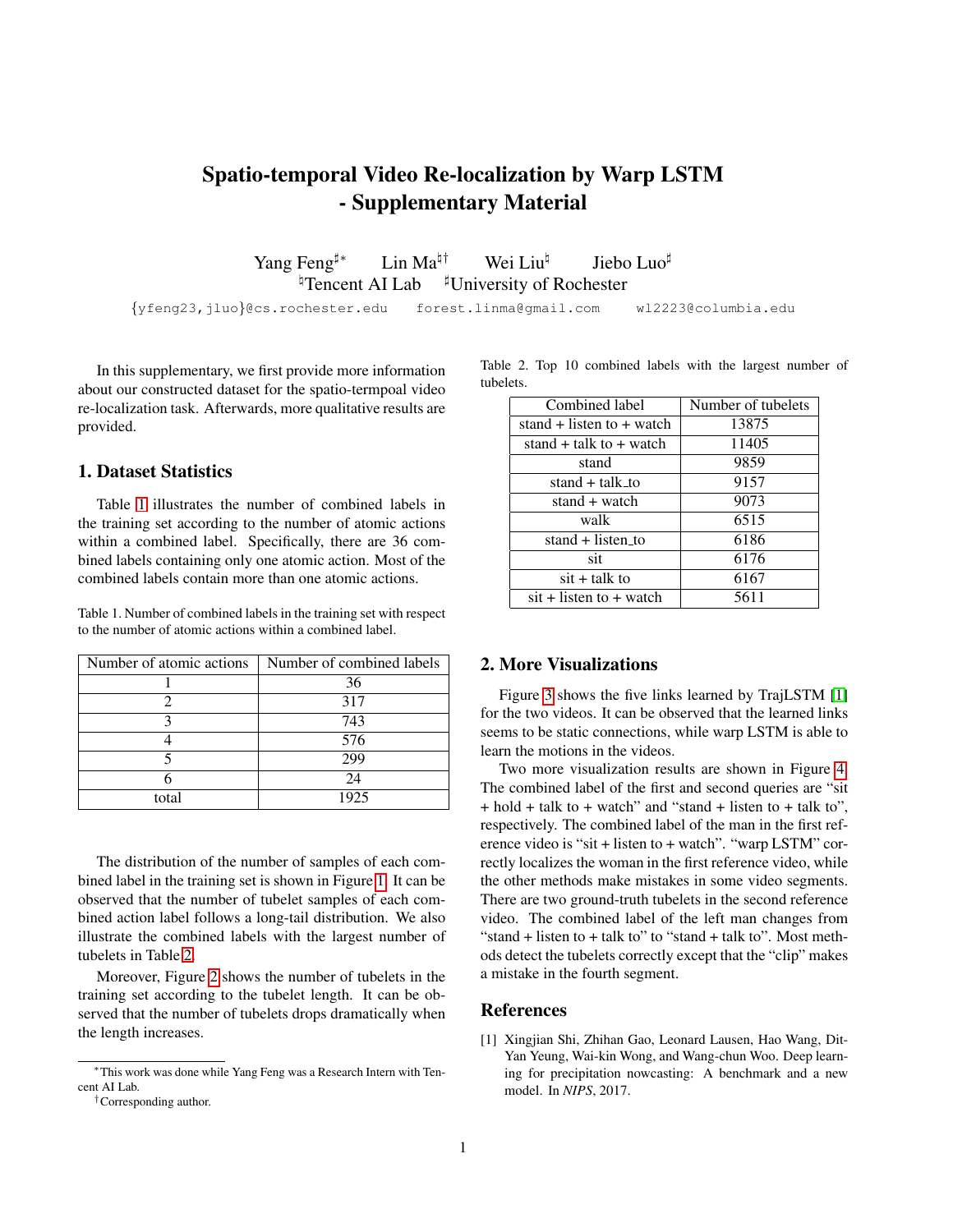# Spatio-temporal Video Re-localization by Warp LSTM - Supplementary Material

Yang Feng[♯∗] Lin Ma[♮†] Wei Liu[♮] Jiebo Luo[♯]
[♮]Tencent AI Lab [♯]University of Rochester

{yfeng23,jluo}@cs.rochester.edu forest.linma@gmail.com wl2223@columbia.edu

In this supplementary, we first provide more information about our constructed dataset for the spatio-termpoal video re-localization task. Afterwards, more qualitative results are provided.

## 1. Dataset Statistics

Table 1 illustrates the number of combined labels in the training set according to the number of atomic actions within a combined label. Specifically, there are 36 combined labels containing only one atomic action. Most of the combined labels contain more than one atomic actions.

Table 1. Number of combined labels in the training set with respect to the number of atomic actions within a combined label.

| Number of atomic actions | Number of combined labels |
| --- | --- |
| 1 | 36 |
| 2 | 317 |
| 3 | 743 |
| 4 | 576 |
| 5 | 299 |
| 6 | 24 |
| total | 1925 |

The distribution of the number of samples of each combined label in the training set is shown in Figure 1. It can be observed that the number of tubelet samples of each combined action label follows a long-tail distribution. We also illustrate the combined labels with the largest number of tubelets in Table 2.

Moreover, Figure 2 shows the number of tubelets in the training set according to the tubelet length. It can be observed that the number of tubelets drops dramatically when the length increases.

Table 2. Top 10 combined labels with the largest number of tubelets.

| Combined label | Number of tubelets |
| --- | --- |
| stand + listen to + watch | 13875 |
| stand + talk to + watch | 11405 |
| stand | 9859 |
| stand + talk_to | 9157 |
| stand + watch | 9073 |
| walk | 6515 |
| stand + listen_to | 6186 |
| sit | 6176 |
| sit + talk to | 6167 |
| sit + listen to + watch | 5611 |

## 2. More Visualizations

Figure 3 shows the five links learned by TrajLSTM [1] for the two videos. It can be observed that the learned links seems to be static connections, while warp LSTM is able to learn the motions in the videos.

Two more visualization results are shown in Figure 4. The combined label of the first and second queries are "sit + hold + talk to + watch" and "stand + listen to + talk to", respectively. The combined label of the man in the first reference video is "sit + listen to + watch". "warp LSTM" correctly localizes the woman in the first reference video, while the other methods make mistakes in some video segments. There are two ground-truth tubelets in the second reference video. The combined label of the left man changes from "stand + listen to + talk to" to "stand + talk to". Most methods detect the tubelets correctly except that the "clip" makes a mistake in the fourth segment.

## References

[1] Xingjian Shi, Zhihan Gao, Leonard Lausen, Hao Wang, Dit-Yan Yeung, Wai-kin Wong, and Wang-chun Woo. Deep learning for precipitation nowcasting: A benchmark and a new model. In *NIPS*, 2017.

∗This work was done while Yang Feng was a Research Intern with Tencent AI Lab.

†Corresponding author.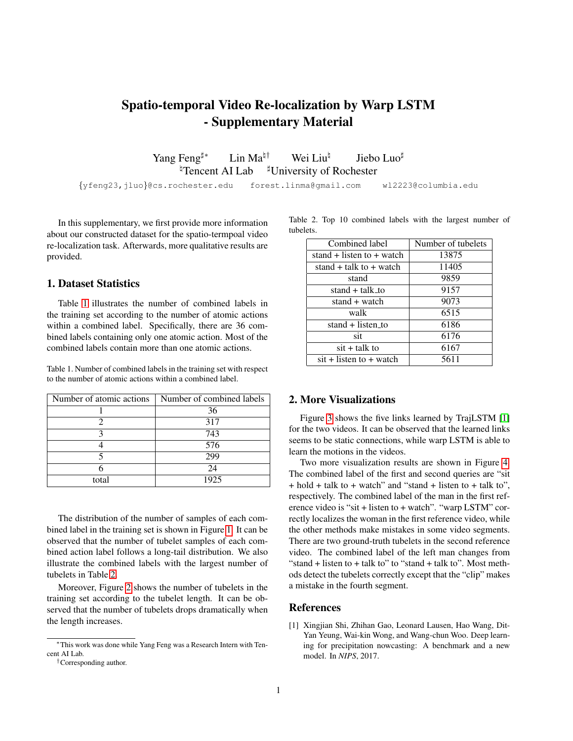# Spatio-temporal Video Re-localization by Warp LSTM - Supplementary Material

Yang Feng[♯*] Lin Ma[♮†] Wei Liu[♮] Jiebo Luo[♯]

[♮]Tencent AI Lab [♯]University of Rochester

{yfeng23,jluo}@cs.rochester.edu forest.linma@gmail.com wl2223@columbia.edu

In this supplementary, we first provide more information about our constructed dataset for the spatio-termpoal video re-localization task. Afterwards, more qualitative results are provided.

## 1. Dataset Statistics

Table 1 illustrates the number of combined labels in the training set according to the number of atomic actions within a combined label. Specifically, there are 36 combined labels containing only one atomic action. Most of the combined labels contain more than one atomic actions.

Table 1. Number of combined labels in the training set with respect to the number of atomic actions within a combined label.

| Number of atomic actions | Number of combined labels |
|---|---|
| 1 | 36 |
| 2 | 317 |
| 3 | 743 |
| 4 | 576 |
| 5 | 299 |
| 6 | 24 |
| total | 1925 |

The distribution of the number of samples of each combined label in the training set is shown in Figure 1. It can be observed that the number of tubelet samples of each combined action label follows a long-tail distribution. We also illustrate the combined labels with the largest number of tubelets in Table 2.

Moreover, Figure 2 shows the number of tubelets in the training set according to the tubelet length. It can be observed that the number of tubelets drops dramatically when the length increases.

Table 2. Top 10 combined labels with the largest number of tubelets.

| Combined label | Number of tubelets |
|---|---|
| stand + listen to + watch | 13875 |
| stand + talk to + watch | 11405 |
| stand | 9859 |
| stand + talk_to | 9157 |
| stand + watch | 9073 |
| walk | 6515 |
| stand + listen_to | 6186 |
| sit | 6176 |
| sit + talk to | 6167 |
| sit + listen to + watch | 5611 |

## 2. More Visualizations

Figure 3 shows the five links learned by TrajLSTM [1] for the two videos. It can be observed that the learned links seems to be static connections, while warp LSTM is able to learn the motions in the videos.

Two more visualization results are shown in Figure 4. The combined label of the first and second queries are "sit + hold + talk to + watch" and "stand + listen to + talk to", respectively. The combined label of the man in the first reference video is "sit + listen to + watch". "warp LSTM" correctly localizes the woman in the first reference video, while the other methods make mistakes in some video segments. There are two ground-truth tubelets in the second reference video. The combined label of the left man changes from "stand + listen to + talk to" to "stand + talk to". Most methods detect the tubelets correctly except that the "clip" makes a mistake in the fourth segment.

## References

[1] Xingjian Shi, Zhihan Gao, Leonard Lausen, Hao Wang, Dit-Yan Yeung, Wai-kin Wong, and Wang-chun Woo. Deep learning for precipitation nowcasting: A benchmark and a new model. In *NIPS*, 2017.

*This work was done while Yang Feng was a Research Intern with Tencent AI Lab.

†Corresponding author.